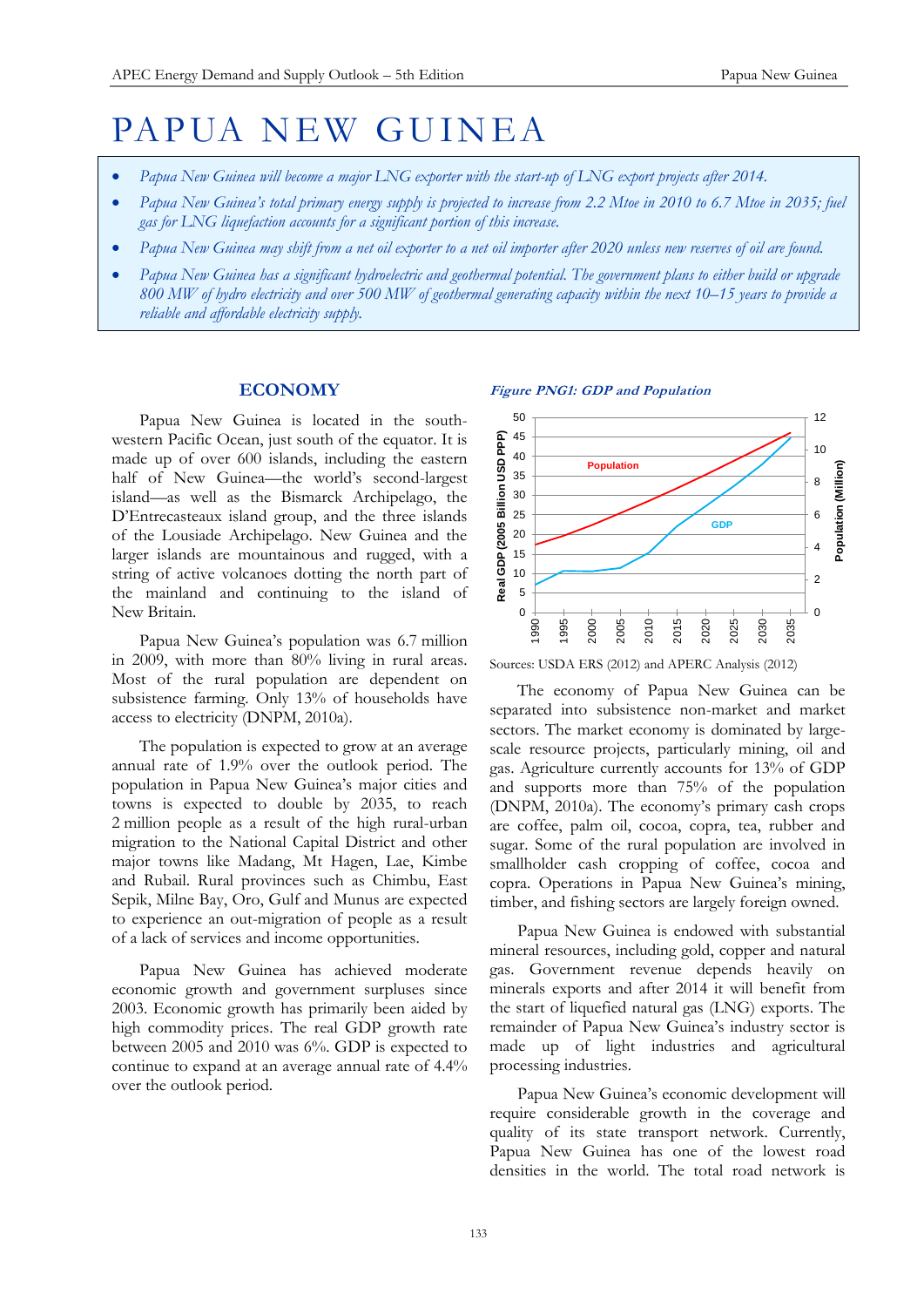# PAPUA NEW GUINEA

- *Papua New Guinea will become a major LNG exporter with the start-up of LNG export projects after 2014.*
- *Papua New Guinea's total primary energy supply is projected to increase from 2.2 Mtoe in 2010 to 6.7 Mtoe in 2035; fuel gas for LNG liquefaction accounts for a significant portion of this increase.*
- *Papua New Guinea may shift from a net oil exporter to a net oil importer after 2020 unless new reserves of oil are found.*
- *Papua New Guinea has a significant hydroelectric and geothermal potential. The government plans to either build or upgrade 800 MW of hydro electricity and over 500 MW of geothermal generating capacity within the next 10–15 years to provide a reliable and affordable electricity supply.*

## ECONOMY

Papua New Guinea is located in the south-western Pacific Ocean, just south of the equator. It is made up of over 600 islands, including the eastern half of New Guinea—the world's second-largest island—as well as the Bismarck Archipelago, the D'Entrecasteaux island group, and the three islands of the Lousiade Archipelago. New Guinea and the larger islands are mountainous and rugged, with a string of active volcanoes dotting the north part of the mainland and continuing to the island of New Britain.

Papua New Guinea's population was 6.7 million in 2009, with more than 80% living in rural areas. Most of the rural population are dependent on subsistence farming. Only 13% of households have access to electricity (DNPM, 2010a).

The population is expected to grow at an average annual rate of 1.9% over the outlook period. The population in Papua New Guinea's major cities and towns is expected to double by 2035, to reach 2 million people as a result of the high rural-urban migration to the National Capital District and other major towns like Madang, Mt Hagen, Lae, Kimbe and Rubail. Rural provinces such as Chimbu, East Sepik, Milne Bay, Oro, Gulf and Munus are expected to experience an out-migration of people as a result of a lack of services and income opportunities.

Papua New Guinea has achieved moderate economic growth and government surpluses since 2003. Economic growth has primarily been aided by high commodity prices. The real GDP growth rate between 2005 and 2010 was 6%. GDP is expected to continue to expand at an average annual rate of 4.4% over the outlook period.

***Figure PNG1: GDP and Population***

Sources: USDA ERS (2012) and APERC Analysis (2012)

The economy of Papua New Guinea can be separated into subsistence non-market and market sectors. The market economy is dominated by large-scale resource projects, particularly mining, oil and gas. Agriculture currently accounts for 13% of GDP and supports more than 75% of the population (DNPM, 2010a). The economy's primary cash crops are coffee, palm oil, cocoa, copra, tea, rubber and sugar. Some of the rural population are involved in smallholder cash cropping of coffee, cocoa and copra. Operations in Papua New Guinea's mining, timber, and fishing sectors are largely foreign owned.

Papua New Guinea is endowed with substantial mineral resources, including gold, copper and natural gas. Government revenue depends heavily on minerals exports and after 2014 it will benefit from the start of liquefied natural gas (LNG) exports. The remainder of Papua New Guinea's industry sector is made up of light industries and agricultural processing industries.

Papua New Guinea's economic development will require considerable growth in the coverage and quality of its state transport network. Currently, Papua New Guinea has one of the lowest road densities in the world. The total road network is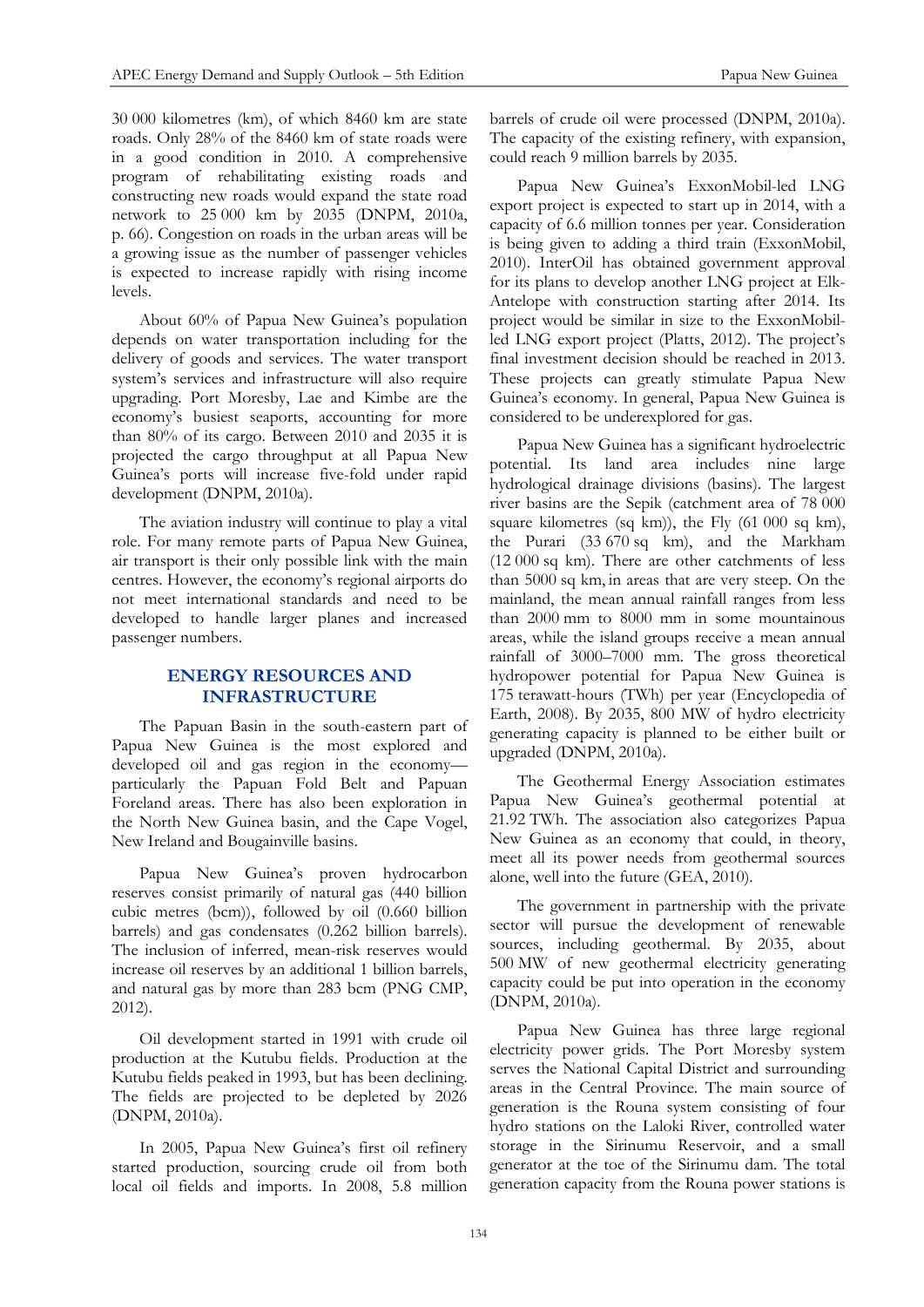30 000 kilometres (km), of which 8460 km are state roads. Only 28% of the 8460 km of state roads were in a good condition in 2010. A comprehensive program of rehabilitating existing roads and constructing new roads would expand the state road network to 25 000 km by 2035 (DNPM, 2010a, p. 66). Congestion on roads in the urban areas will be a growing issue as the number of passenger vehicles is expected to increase rapidly with rising income levels.

About 60% of Papua New Guinea's population depends on water transportation including for the delivery of goods and services. The water transport system's services and infrastructure will also require upgrading. Port Moresby, Lae and Kimbe are the economy's busiest seaports, accounting for more than 80% of its cargo. Between 2010 and 2035 it is projected the cargo throughput at all Papua New Guinea's ports will increase five-fold under rapid development (DNPM, 2010a).

The aviation industry will continue to play a vital role. For many remote parts of Papua New Guinea, air transport is their only possible link with the main centres. However, the economy's regional airports do not meet international standards and need to be developed to handle larger planes and increased passenger numbers.

## ENERGY RESOURCES AND INFRASTRUCTURE

The Papuan Basin in the south-eastern part of Papua New Guinea is the most explored and developed oil and gas region in the economy—particularly the Papuan Fold Belt and Papuan Foreland areas. There has also been exploration in the North New Guinea basin, and the Cape Vogel, New Ireland and Bougainville basins.

Papua New Guinea's proven hydrocarbon reserves consist primarily of natural gas (440 billion cubic metres (bcm)), followed by oil (0.660 billion barrels) and gas condensates (0.262 billion barrels). The inclusion of inferred, mean-risk reserves would increase oil reserves by an additional 1 billion barrels, and natural gas by more than 283 bcm (PNG CMP, 2012).

Oil development started in 1991 with crude oil production at the Kutubu fields. Production at the Kutubu fields peaked in 1993, but has been declining. The fields are projected to be depleted by 2026 (DNPM, 2010a).

In 2005, Papua New Guinea's first oil refinery started production, sourcing crude oil from both local oil fields and imports. In 2008, 5.8 million barrels of crude oil were processed (DNPM, 2010a). The capacity of the existing refinery, with expansion, could reach 9 million barrels by 2035.

Papua New Guinea's ExxonMobil-led LNG export project is expected to start up in 2014, with a capacity of 6.6 million tonnes per year. Consideration is being given to adding a third train (ExxonMobil, 2010). InterOil has obtained government approval for its plans to develop another LNG project at Elk-Antelope with construction starting after 2014. Its project would be similar in size to the ExxonMobil-led LNG export project (Platts, 2012). The project's final investment decision should be reached in 2013. These projects can greatly stimulate Papua New Guinea's economy. In general, Papua New Guinea is considered to be underexplored for gas.

Papua New Guinea has a significant hydroelectric potential. Its land area includes nine large hydrological drainage divisions (basins). The largest river basins are the Sepik (catchment area of 78 000 square kilometres (sq km)), the Fly (61 000 sq km), the Purari (33 670 sq km), and the Markham (12 000 sq km). There are other catchments of less than 5000 sq km, in areas that are very steep. On the mainland, the mean annual rainfall ranges from less than 2000 mm to 8000 mm in some mountainous areas, while the island groups receive a mean annual rainfall of 3000–7000 mm. The gross theoretical hydropower potential for Papua New Guinea is 175 terawatt-hours (TWh) per year (Encyclopedia of Earth, 2008). By 2035, 800 MW of hydro electricity generating capacity is planned to be either built or upgraded (DNPM, 2010a).

The Geothermal Energy Association estimates Papua New Guinea's geothermal potential at 21.92 TWh. The association also categorizes Papua New Guinea as an economy that could, in theory, meet all its power needs from geothermal sources alone, well into the future (GEA, 2010).

The government in partnership with the private sector will pursue the development of renewable sources, including geothermal. By 2035, about 500 MW of new geothermal electricity generating capacity could be put into operation in the economy (DNPM, 2010a).

Papua New Guinea has three large regional electricity power grids. The Port Moresby system serves the National Capital District and surrounding areas in the Central Province. The main source of generation is the Rouna system consisting of four hydro stations on the Laloki River, controlled water storage in the Sirinumu Reservoir, and a small generator at the toe of the Sirinumu dam. The total generation capacity from the Rouna power stations is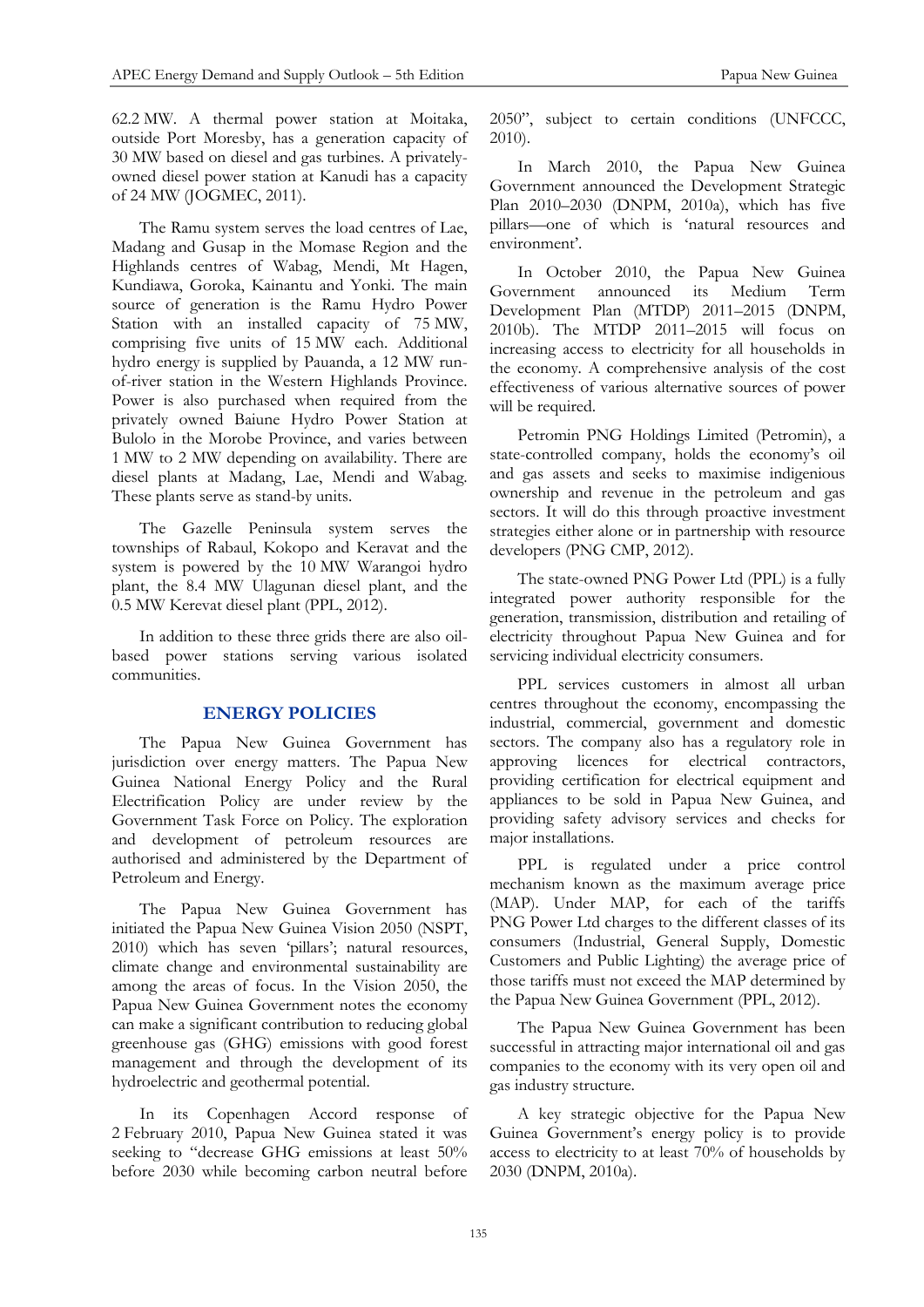62.2 MW. A thermal power station at Moitaka, outside Port Moresby, has a generation capacity of 30 MW based on diesel and gas turbines. A privately-owned diesel power station at Kanudi has a capacity of 24 MW (JOGMEC, 2011).

The Ramu system serves the load centres of Lae, Madang and Gusap in the Momase Region and the Highlands centres of Wabag, Mendi, Mt Hagen, Kundiawa, Goroka, Kainantu and Yonki. The main source of generation is the Ramu Hydro Power Station with an installed capacity of 75 MW, comprising five units of 15 MW each. Additional hydro energy is supplied by Pauanda, a 12 MW run-of-river station in the Western Highlands Province. Power is also purchased when required from the privately owned Baiune Hydro Power Station at Bulolo in the Morobe Province, and varies between 1 MW to 2 MW depending on availability. There are diesel plants at Madang, Lae, Mendi and Wabag. These plants serve as stand-by units.

The Gazelle Peninsula system serves the townships of Rabaul, Kokopo and Keravat and the system is powered by the 10 MW Warangoi hydro plant, the 8.4 MW Ulagunan diesel plant, and the 0.5 MW Kerevat diesel plant (PPL, 2012).

In addition to these three grids there are also oil-based power stations serving various isolated communities.

## ENERGY POLICIES

The Papua New Guinea Government has jurisdiction over energy matters. The Papua New Guinea National Energy Policy and the Rural Electrification Policy are under review by the Government Task Force on Policy. The exploration and development of petroleum resources are authorised and administered by the Department of Petroleum and Energy.

The Papua New Guinea Government has initiated the Papua New Guinea Vision 2050 (NSPT, 2010) which has seven 'pillars'; natural resources, climate change and environmental sustainability are among the areas of focus. In the Vision 2050, the Papua New Guinea Government notes the economy can make a significant contribution to reducing global greenhouse gas (GHG) emissions with good forest management and through the development of its hydroelectric and geothermal potential.

In its Copenhagen Accord response of 2 February 2010, Papua New Guinea stated it was seeking to "decrease GHG emissions at least 50% before 2030 while becoming carbon neutral before 2050", subject to certain conditions (UNFCCC, 2010).

In March 2010, the Papua New Guinea Government announced the Development Strategic Plan 2010–2030 (DNPM, 2010a), which has five pillars—one of which is 'natural resources and environment'.

In October 2010, the Papua New Guinea Government announced its Medium Term Development Plan (MTDP) 2011–2015 (DNPM, 2010b). The MTDP 2011–2015 will focus on increasing access to electricity for all households in the economy. A comprehensive analysis of the cost effectiveness of various alternative sources of power will be required.

Petromin PNG Holdings Limited (Petromin), a state-controlled company, holds the economy's oil and gas assets and seeks to maximise indigenious ownership and revenue in the petroleum and gas sectors. It will do this through proactive investment strategies either alone or in partnership with resource developers (PNG CMP, 2012).

The state-owned PNG Power Ltd (PPL) is a fully integrated power authority responsible for the generation, transmission, distribution and retailing of electricity throughout Papua New Guinea and for servicing individual electricity consumers.

PPL services customers in almost all urban centres throughout the economy, encompassing the industrial, commercial, government and domestic sectors. The company also has a regulatory role in approving licences for electrical contractors, providing certification for electrical equipment and appliances to be sold in Papua New Guinea, and providing safety advisory services and checks for major installations.

PPL is regulated under a price control mechanism known as the maximum average price (MAP). Under MAP, for each of the tariffs PNG Power Ltd charges to the different classes of its consumers (Industrial, General Supply, Domestic Customers and Public Lighting) the average price of those tariffs must not exceed the MAP determined by the Papua New Guinea Government (PPL, 2012).

The Papua New Guinea Government has been successful in attracting major international oil and gas companies to the economy with its very open oil and gas industry structure.

A key strategic objective for the Papua New Guinea Government's energy policy is to provide access to electricity to at least 70% of households by 2030 (DNPM, 2010a).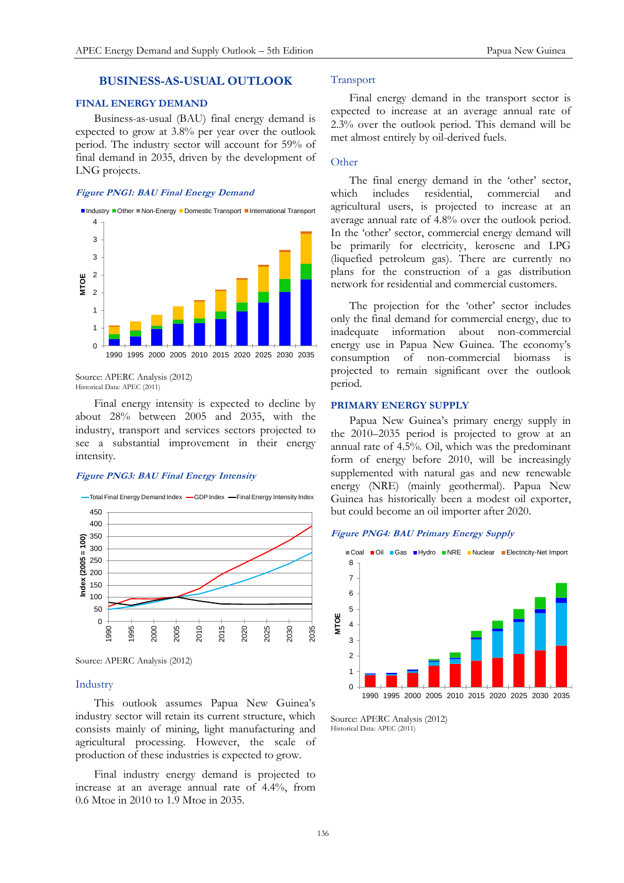## BUSINESS-AS-USUAL OUTLOOK

### FINAL ENERGY DEMAND

Business-as-usual (BAU) final energy demand is expected to grow at 3.8% per year over the outlook period. The industry sector will account for 59% of final demand in 2035, driven by the development of LNG projects.

***Figure PNG1: BAU Final Energy Demand***

Source: APERC Analysis (2012)
Historical Data: APEC (2011)

Final energy intensity is expected to decline by about 28% between 2005 and 2035, with the industry, transport and services sectors projected to see a substantial improvement in their energy intensity.

***Figure PNG3: BAU Final Energy Intensity***

Source: APERC Analysis (2012)

### Industry

This outlook assumes Papua New Guinea's industry sector will retain its current structure, which consists mainly of mining, light manufacturing and agricultural processing. However, the scale of production of these industries is expected to grow.

Final industry energy demand is projected to increase at an average annual rate of 4.4%, from 0.6 Mtoe in 2010 to 1.9 Mtoe in 2035.

### Transport

Final energy demand in the transport sector is expected to increase at an average annual rate of 2.3% over the outlook period. This demand will be met almost entirely by oil-derived fuels.

### Other

The final energy demand in the 'other' sector, which includes residential, commercial and agricultural users, is projected to increase at an average annual rate of 4.8% over the outlook period. In the 'other' sector, commercial energy demand will be primarily for electricity, kerosene and LPG (liquefied petroleum gas). There are currently no plans for the construction of a gas distribution network for residential and commercial customers.

The projection for the 'other' sector includes only the final demand for commercial energy, due to inadequate information about non-commercial energy use in Papua New Guinea. The economy's consumption of non-commercial biomass is projected to remain significant over the outlook period.

### PRIMARY ENERGY SUPPLY

Papua New Guinea's primary energy supply in the 2010–2035 period is projected to grow at an annual rate of 4.5%. Oil, which was the predominant form of energy before 2010, will be increasingly supplemented with natural gas and new renewable energy (NRE) (mainly geothermal). Papua New Guinea has historically been a modest oil exporter, but could become an oil importer after 2020.

***Figure PNG4: BAU Primary Energy Supply***

Source: APERC Analysis (2012)
Historical Data: APEC (2011)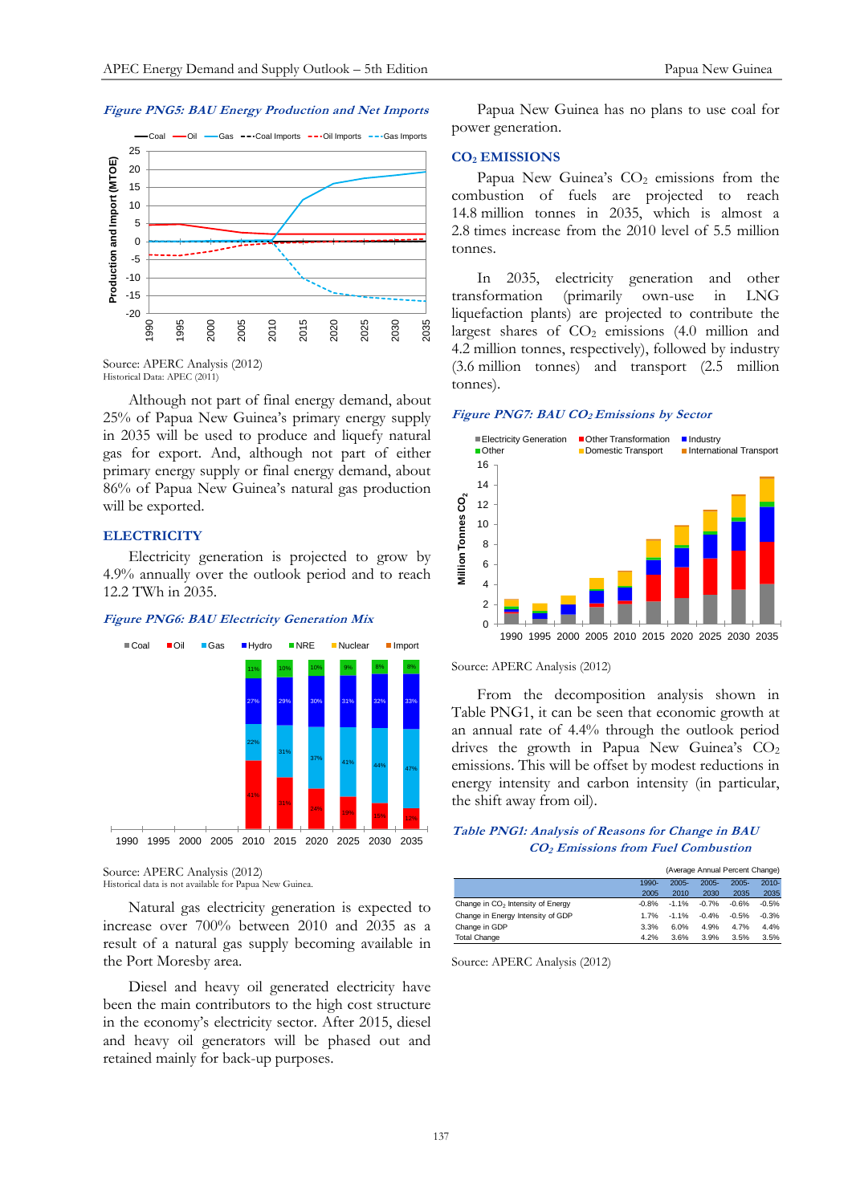*Figure PNG5: BAU Energy Production and Net Imports*

Source: APERC Analysis (2012)
Historical Data: APEC (2011)

Although not part of final energy demand, about 25% of Papua New Guinea's primary energy supply in 2035 will be used to produce and liquefy natural gas for export. And, although not part of either primary energy supply or final energy demand, about 86% of Papua New Guinea's natural gas production will be exported.

## ELECTRICITY

Electricity generation is projected to grow by 4.9% annually over the outlook period and to reach 12.2 TWh in 2035.

*Figure PNG6: BAU Electricity Generation Mix*

Source: APERC Analysis (2012)
Historical data is not available for Papua New Guinea.

Natural gas electricity generation is expected to increase over 700% between 2010 and 2035 as a result of a natural gas supply becoming available in the Port Moresby area.

Diesel and heavy oil generated electricity have been the main contributors to the high cost structure in the economy's electricity sector. After 2015, diesel and heavy oil generators will be phased out and retained mainly for back-up purposes.

Papua New Guinea has no plans to use coal for power generation.

## $CO_2$ EMISSIONS

Papua New Guinea's $CO_2$ emissions from the combustion of fuels are projected to reach 14.8 million tonnes in 2035, which is almost a 2.8 times increase from the 2010 level of 5.5 million tonnes.

In 2035, electricity generation and other transformation (primarily own-use in LNG liquefaction plants) are projected to contribute the largest shares of $CO_2$ emissions (4.0 million and 4.2 million tonnes, respectively), followed by industry (3.6 million tonnes) and transport (2.5 million tonnes).

*Figure PNG7: BAU $CO_2$ Emissions by Sector*

Source: APERC Analysis (2012)

From the decomposition analysis shown in Table PNG1, it can be seen that economic growth at an annual rate of 4.4% through the outlook period drives the growth in Papua New Guinea's $CO_2$ emissions. This will be offset by modest reductions in energy intensity and carbon intensity (in particular, the shift away from oil).

*Table PNG1: Analysis of Reasons for Change in BAU $CO_2$ Emissions from Fuel Combustion*

(Average Annual Percent Change)

| | 1990-2005 | 2005-2010 | 2005-2030 | 2005-2035 | 2010-2035 |
|---|---|---|---|---|---|
| Change in $CO_2$ Intensity of Energy | -0.8% | -1.1% | -0.7% | -0.6% | -0.5% |
| Change in Energy Intensity of GDP | 1.7% | -1.1% | -0.4% | -0.5% | -0.3% |
| Change in GDP | 3.3% | 6.0% | 4.9% | 4.7% | 4.4% |
| Total Change | 4.2% | 3.6% | 3.9% | 3.5% | 3.5% |

Source: APERC Analysis (2012)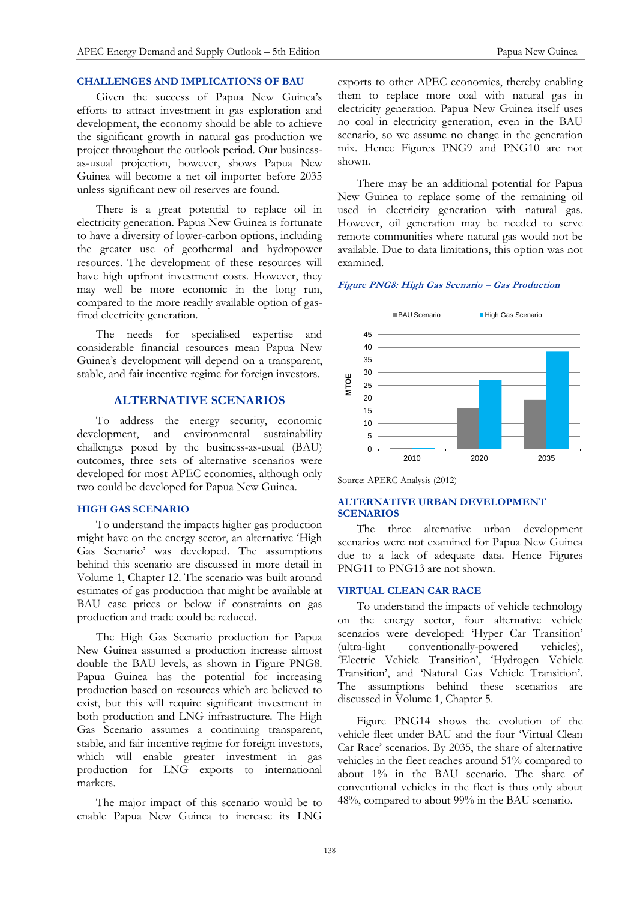## CHALLENGES AND IMPLICATIONS OF BAU

Given the success of Papua New Guinea's efforts to attract investment in gas exploration and development, the economy should be able to achieve the significant growth in natural gas production we project throughout the outlook period. Our business-as-usual projection, however, shows Papua New Guinea will become a net oil importer before 2035 unless significant new oil reserves are found.

There is a great potential to replace oil in electricity generation. Papua New Guinea is fortunate to have a diversity of lower-carbon options, including the greater use of geothermal and hydropower resources. The development of these resources will have high upfront investment costs. However, they may well be more economic in the long run, compared to the more readily available option of gas-fired electricity generation.

The needs for specialised expertise and considerable financial resources mean Papua New Guinea's development will depend on a transparent, stable, and fair incentive regime for foreign investors.

# ALTERNATIVE SCENARIOS

To address the energy security, economic development, and environmental sustainability challenges posed by the business-as-usual (BAU) outcomes, three sets of alternative scenarios were developed for most APEC economies, although only two could be developed for Papua New Guinea.

## HIGH GAS SCENARIO

To understand the impacts higher gas production might have on the energy sector, an alternative 'High Gas Scenario' was developed. The assumptions behind this scenario are discussed in more detail in Volume 1, Chapter 12. The scenario was built around estimates of gas production that might be available at BAU case prices or below if constraints on gas production and trade could be reduced.

The High Gas Scenario production for Papua New Guinea assumed a production increase almost double the BAU levels, as shown in Figure PNG8. Papua Guinea has the potential for increasing production based on resources which are believed to exist, but this will require significant investment in both production and LNG infrastructure. The High Gas Scenario assumes a continuing transparent, stable, and fair incentive regime for foreign investors, which will enable greater investment in gas production for LNG exports to international markets.

The major impact of this scenario would be to enable Papua New Guinea to increase its LNG exports to other APEC economies, thereby enabling them to replace more coal with natural gas in electricity generation. Papua New Guinea itself uses no coal in electricity generation, even in the BAU scenario, so we assume no change in the generation mix. Hence Figures PNG9 and PNG10 are not shown.

There may be an additional potential for Papua New Guinea to replace some of the remaining oil used in electricity generation with natural gas. However, oil generation may be needed to serve remote communities where natural gas would not be available. Due to data limitations, this option was not examined.

*Figure PNG8: High Gas Scenario – Gas Production*

Source: APERC Analysis (2012)

## ALTERNATIVE URBAN DEVELOPMENT SCENARIOS

The three alternative urban development scenarios were not examined for Papua New Guinea due to a lack of adequate data. Hence Figures PNG11 to PNG13 are not shown.

## VIRTUAL CLEAN CAR RACE

To understand the impacts of vehicle technology on the energy sector, four alternative vehicle scenarios were developed: 'Hyper Car Transition' (ultra-light conventionally-powered vehicles), 'Electric Vehicle Transition', 'Hydrogen Vehicle Transition', and 'Natural Gas Vehicle Transition'. The assumptions behind these scenarios are discussed in Volume 1, Chapter 5.

Figure PNG14 shows the evolution of the vehicle fleet under BAU and the four 'Virtual Clean Car Race' scenarios. By 2035, the share of alternative vehicles in the fleet reaches around 51% compared to about 1% in the BAU scenario. The share of conventional vehicles in the fleet is thus only about 48%, compared to about 99% in the BAU scenario.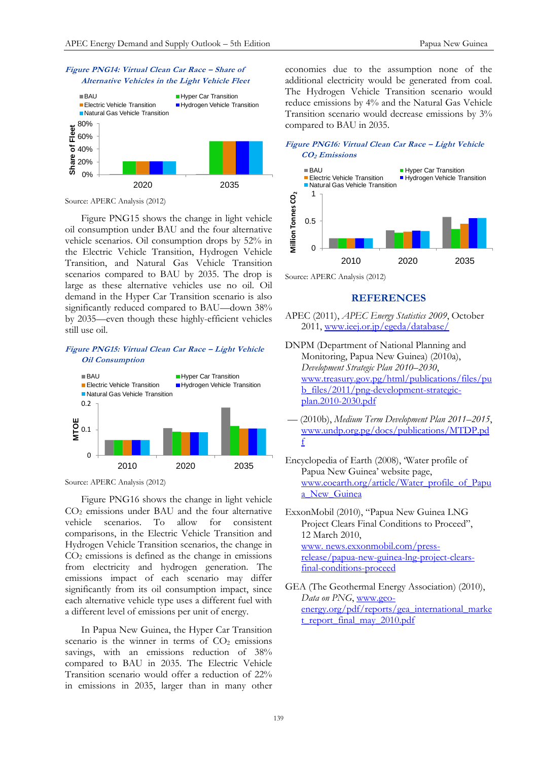*Figure PNG14: Virtual Clean Car Race – Share of Alternative Vehicles in the Light Vehicle Fleet*

Source: APERC Analysis (2012)

Figure PNG15 shows the change in light vehicle oil consumption under BAU and the four alternative vehicle scenarios. Oil consumption drops by 52% in the Electric Vehicle Transition, Hydrogen Vehicle Transition, and Natural Gas Vehicle Transition scenarios compared to BAU by 2035. The drop is large as these alternative vehicles use no oil. Oil demand in the Hyper Car Transition scenario is also significantly reduced compared to BAU—down 38% by 2035—even though these highly-efficient vehicles still use oil.

*Figure PNG15: Virtual Clean Car Race – Light Vehicle Oil Consumption*

Source: APERC Analysis (2012)

Figure PNG16 shows the change in light vehicle $CO_2$ emissions under BAU and the four alternative vehicle scenarios. To allow for consistent comparisons, in the Electric Vehicle Transition and Hydrogen Vehicle Transition scenarios, the change in $CO_2$ emissions is defined as the change in emissions from electricity and hydrogen generation. The emissions impact of each scenario may differ significantly from its oil consumption impact, since each alternative vehicle type uses a different fuel with a different level of emissions per unit of energy.

In Papua New Guinea, the Hyper Car Transition scenario is the winner in terms of $CO_2$ emissions savings, with an emissions reduction of 38% compared to BAU in 2035. The Electric Vehicle Transition scenario would offer a reduction of 22% in emissions in 2035, larger than in many other economies due to the assumption none of the additional electricity would be generated from coal. The Hydrogen Vehicle Transition scenario would reduce emissions by 4% and the Natural Gas Vehicle Transition scenario would decrease emissions by 3% compared to BAU in 2035.

*Figure PNG16: Virtual Clean Car Race – Light Vehicle $CO_2$ Emissions*

Source: APERC Analysis (2012)

## REFERENCES

APEC (2011), *APEC Energy Statistics 2009*, October 2011, www.ieej.or.jp/egeda/database/

DNPM (Department of National Planning and Monitoring, Papua New Guinea) (2010a), *Development Strategic Plan 2010–2030*, www.treasury.gov.pg/html/publications/files/pub_files/2011/png-development-strategic-plan.2010-2030.pdf

— (2010b), *Medium Term Development Plan 2011–2015*, www.undp.org.pg/docs/publications/MTDP.pdf

Encyclopedia of Earth (2008), 'Water profile of Papua New Guinea' website page, www.eoearth.org/article/Water_profile_of_Papua_New_Guinea

ExxonMobil (2010), "Papua New Guinea LNG Project Clears Final Conditions to Proceed", 12 March 2010, www. news.exxonmobil.com/press-release/papua-new-guinea-lng-project-clears-final-conditions-proceed

GEA (The Geothermal Energy Association) (2010), *Data on PNG*, www.geo-energy.org/pdf/reports/gea_international_market_report_final_may_2010.pdf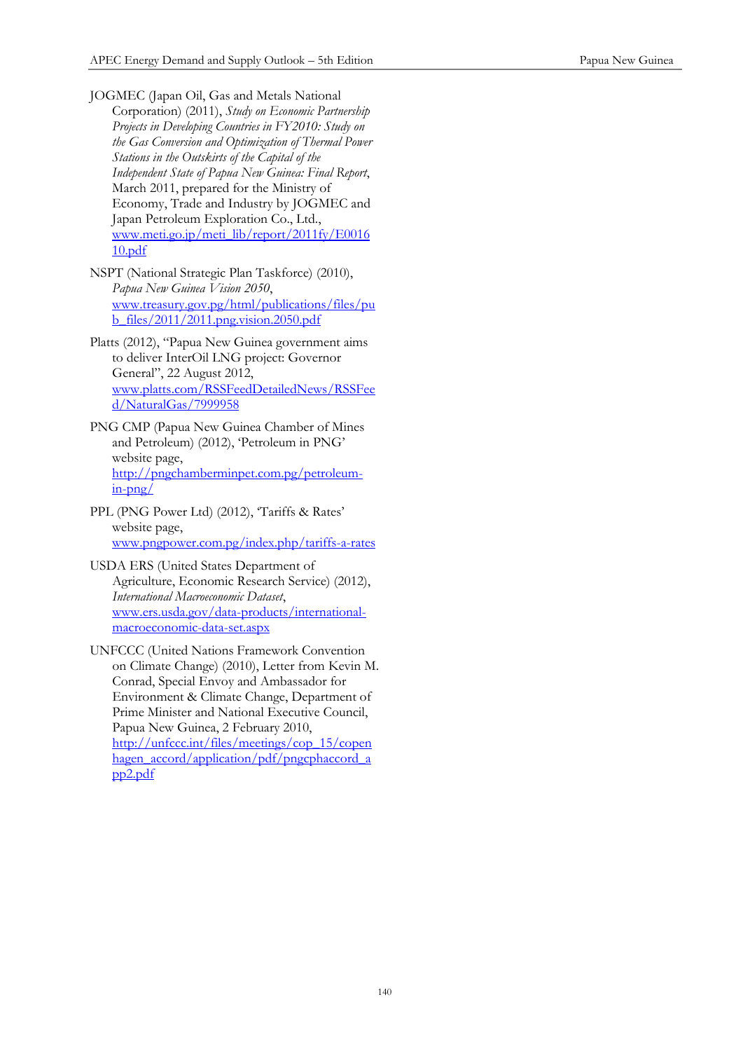JOGMEC (Japan Oil, Gas and Metals National Corporation) (2011), *Study on Economic Partnership Projects in Developing Countries in FY2010: Study on the Gas Conversion and Optimization of Thermal Power Stations in the Outskirts of the Capital of the Independent State of Papua New Guinea: Final Report*, March 2011, prepared for the Ministry of Economy, Trade and Industry by JOGMEC and Japan Petroleum Exploration Co., Ltd., www.meti.go.jp/meti_lib/report/2011fy/E001610.pdf

NSPT (National Strategic Plan Taskforce) (2010), *Papua New Guinea Vision 2050*, www.treasury.gov.pg/html/publications/files/pub_files/2011/2011.png.vision.2050.pdf

Platts (2012), "Papua New Guinea government aims to deliver InterOil LNG project: Governor General", 22 August 2012, www.platts.com/RSSFeedDetailedNews/RSSFeed/NaturalGas/7999958

PNG CMP (Papua New Guinea Chamber of Mines and Petroleum) (2012), 'Petroleum in PNG' website page, http://pngchamberminpet.com.pg/petroleum-in-png/

PPL (PNG Power Ltd) (2012), 'Tariffs & Rates' website page, www.pngpower.com.pg/index.php/tariffs-a-rates

USDA ERS (United States Department of Agriculture, Economic Research Service) (2012), *International Macroeconomic Dataset*, www.ers.usda.gov/data-products/international-macroeconomic-data-set.aspx

UNFCCC (United Nations Framework Convention on Climate Change) (2010), Letter from Kevin M. Conrad, Special Envoy and Ambassador for Environment & Climate Change, Department of Prime Minister and National Executive Council, Papua New Guinea, 2 February 2010, http://unfccc.int/files/meetings/cop_15/copenhagen_accord/application/pdf/pngcphaccord_app2.pdf